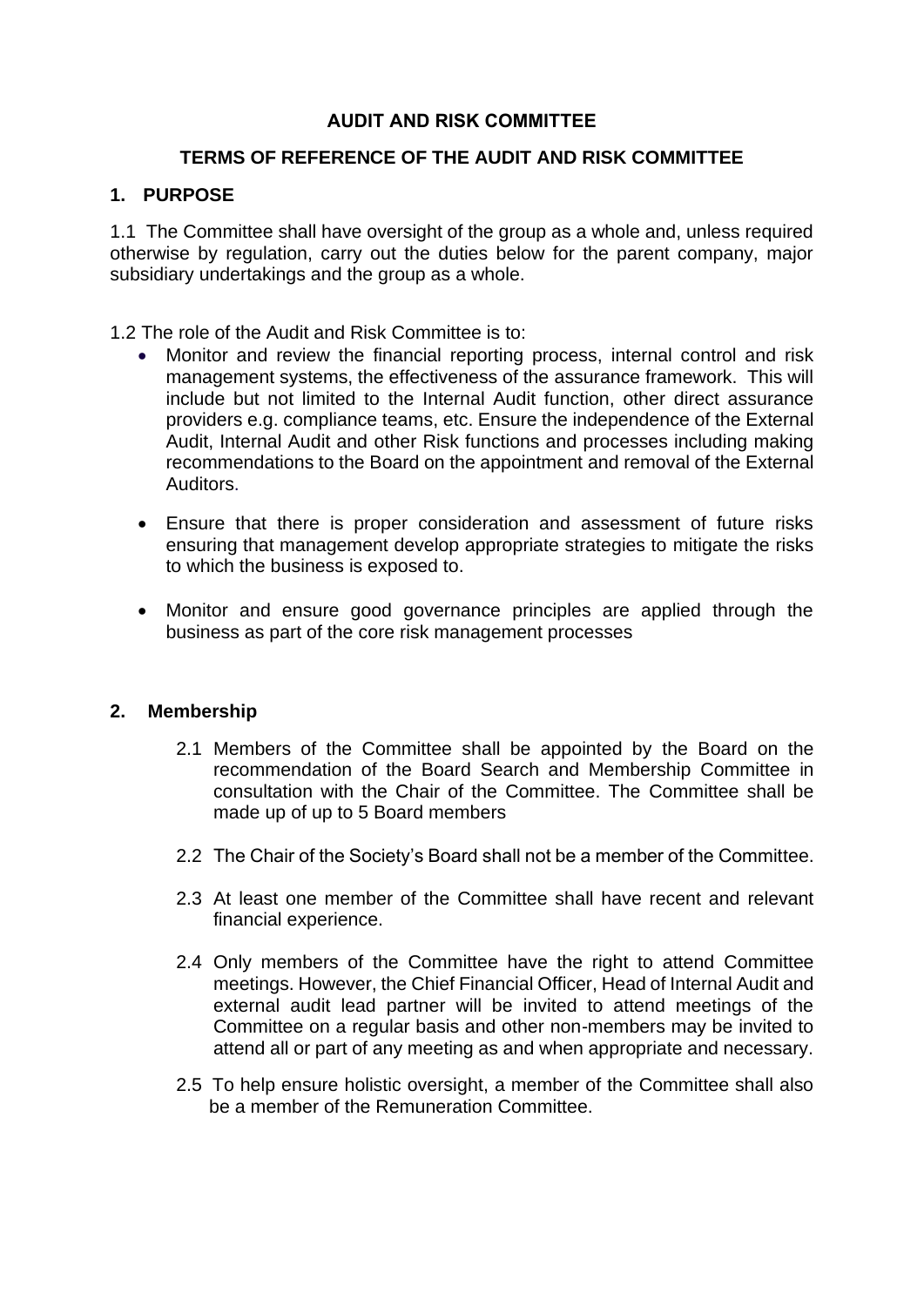# AUDIT AND RISK COMMITTEE

## TERMS OF REFERENCE OF THE AUDIT AND RISK COMMITTEE

## 1. PURPOSE

1.1 The Committee shall have oversight of the group as a whole and, unless required otherwise by regulation, carry out the duties below for the parent company, major subsidiary undertakings and the group as a whole.

1.2 The role of the Audit and Risk Committee is to:

- Monitor and review the financial reporting process, internal control and risk management systems, the effectiveness of the assurance framework. This will include but not limited to the Internal Audit function, other direct assurance providers e.g. compliance teams, etc. Ensure the independence of the External Audit, Internal Audit and other Risk functions and processes including making recommendations to the Board on the appointment and removal of the External Auditors.
- Ensure that there is proper consideration and assessment of future risks ensuring that management develop appropriate strategies to mitigate the risks to which the business is exposed to.
- Monitor and ensure good governance principles are applied through the business as part of the core risk management processes

## 2. Membership

2.1 Members of the Committee shall be appointed by the Board on the recommendation of the Board Search and Membership Committee in consultation with the Chair of the Committee. The Committee shall be made up of up to 5 Board members

2.2 The Chair of the Society's Board shall not be a member of the Committee.

2.3 At least one member of the Committee shall have recent and relevant financial experience.

2.4 Only members of the Committee have the right to attend Committee meetings. However, the Chief Financial Officer, Head of Internal Audit and external audit lead partner will be invited to attend meetings of the Committee on a regular basis and other non-members may be invited to attend all or part of any meeting as and when appropriate and necessary.

2.5 To help ensure holistic oversight, a member of the Committee shall also be a member of the Remuneration Committee.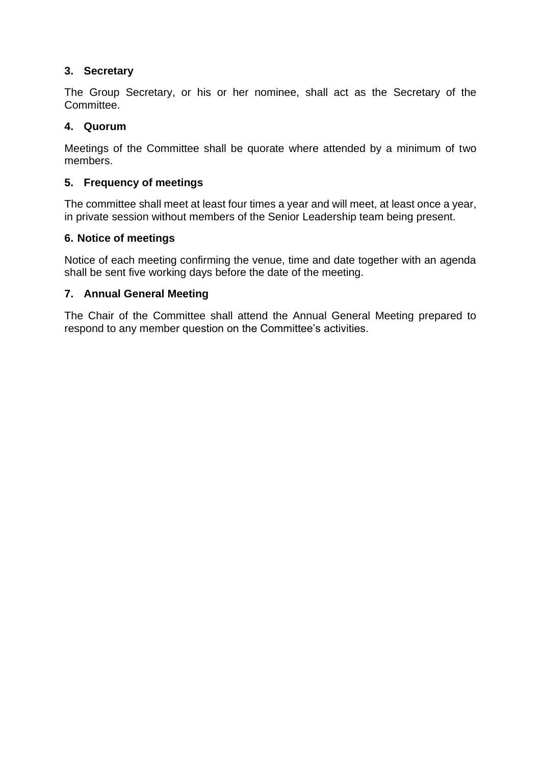### 3. Secretary

The Group Secretary, or his or her nominee, shall act as the Secretary of the Committee.

### 4. Quorum

Meetings of the Committee shall be quorate where attended by a minimum of two members.

### 5. Frequency of meetings

The committee shall meet at least four times a year and will meet, at least once a year, in private session without members of the Senior Leadership team being present.

### 6. Notice of meetings

Notice of each meeting confirming the venue, time and date together with an agenda shall be sent five working days before the date of the meeting.

### 7. Annual General Meeting

The Chair of the Committee shall attend the Annual General Meeting prepared to respond to any member question on the Committee's activities.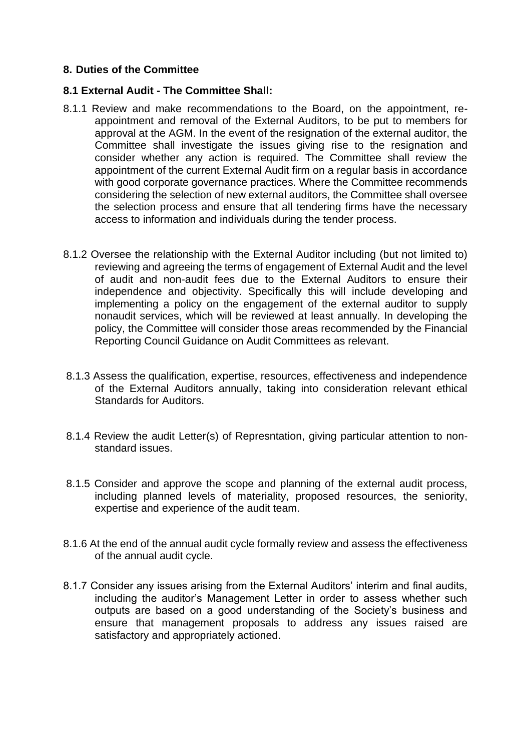## 8. Duties of the Committee

### 8.1 External Audit - The Committee Shall:

8.1.1 Review and make recommendations to the Board, on the appointment, re-appointment and removal of the External Auditors, to be put to members for approval at the AGM. In the event of the resignation of the external auditor, the Committee shall investigate the issues giving rise to the resignation and consider whether any action is required. The Committee shall review the appointment of the current External Audit firm on a regular basis in accordance with good corporate governance practices. Where the Committee recommends considering the selection of new external auditors, the Committee shall oversee the selection process and ensure that all tendering firms have the necessary access to information and individuals during the tender process.

8.1.2 Oversee the relationship with the External Auditor including (but not limited to) reviewing and agreeing the terms of engagement of External Audit and the level of audit and non-audit fees due to the External Auditors to ensure their independence and objectivity. Specifically this will include developing and implementing a policy on the engagement of the external auditor to supply nonaudit services, which will be reviewed at least annually. In developing the policy, the Committee will consider those areas recommended by the Financial Reporting Council Guidance on Audit Committees as relevant.

8.1.3 Assess the qualification, expertise, resources, effectiveness and independence of the External Auditors annually, taking into consideration relevant ethical Standards for Auditors.

8.1.4 Review the audit Letter(s) of Represntation, giving particular attention to non-standard issues.

8.1.5 Consider and approve the scope and planning of the external audit process, including planned levels of materiality, proposed resources, the seniority, expertise and experience of the audit team.

8.1.6 At the end of the annual audit cycle formally review and assess the effectiveness of the annual audit cycle.

8.1.7 Consider any issues arising from the External Auditors' interim and final audits, including the auditor's Management Letter in order to assess whether such outputs are based on a good understanding of the Society's business and ensure that management proposals to address any issues raised are satisfactory and appropriately actioned.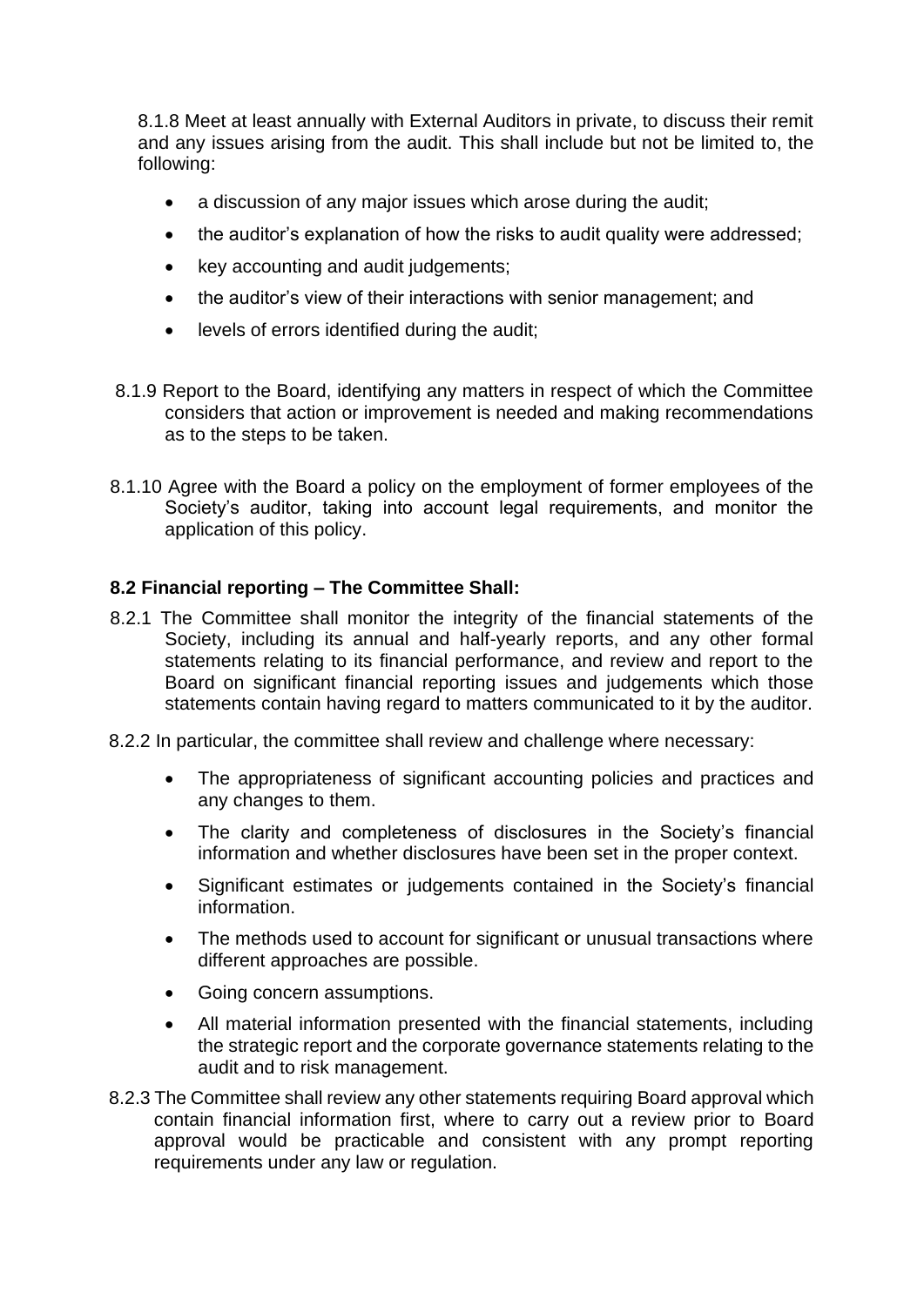8.1.8 Meet at least annually with External Auditors in private, to discuss their remit and any issues arising from the audit. This shall include but not be limited to, the following:

- a discussion of any major issues which arose during the audit;
- the auditor's explanation of how the risks to audit quality were addressed;
- key accounting and audit judgements;
- the auditor's view of their interactions with senior management; and
- levels of errors identified during the audit;

8.1.9 Report to the Board, identifying any matters in respect of which the Committee considers that action or improvement is needed and making recommendations as to the steps to be taken.

8.1.10 Agree with the Board a policy on the employment of former employees of the Society's auditor, taking into account legal requirements, and monitor the application of this policy.

**8.2 Financial reporting – The Committee Shall:**

8.2.1 The Committee shall monitor the integrity of the financial statements of the Society, including its annual and half-yearly reports, and any other formal statements relating to its financial performance, and review and report to the Board on significant financial reporting issues and judgements which those statements contain having regard to matters communicated to it by the auditor.

8.2.2 In particular, the committee shall review and challenge where necessary:

- The appropriateness of significant accounting policies and practices and any changes to them.
- The clarity and completeness of disclosures in the Society's financial information and whether disclosures have been set in the proper context.
- Significant estimates or judgements contained in the Society's financial information.
- The methods used to account for significant or unusual transactions where different approaches are possible.
- Going concern assumptions.
- All material information presented with the financial statements, including the strategic report and the corporate governance statements relating to the audit and to risk management.

8.2.3 The Committee shall review any other statements requiring Board approval which contain financial information first, where to carry out a review prior to Board approval would be practicable and consistent with any prompt reporting requirements under any law or regulation.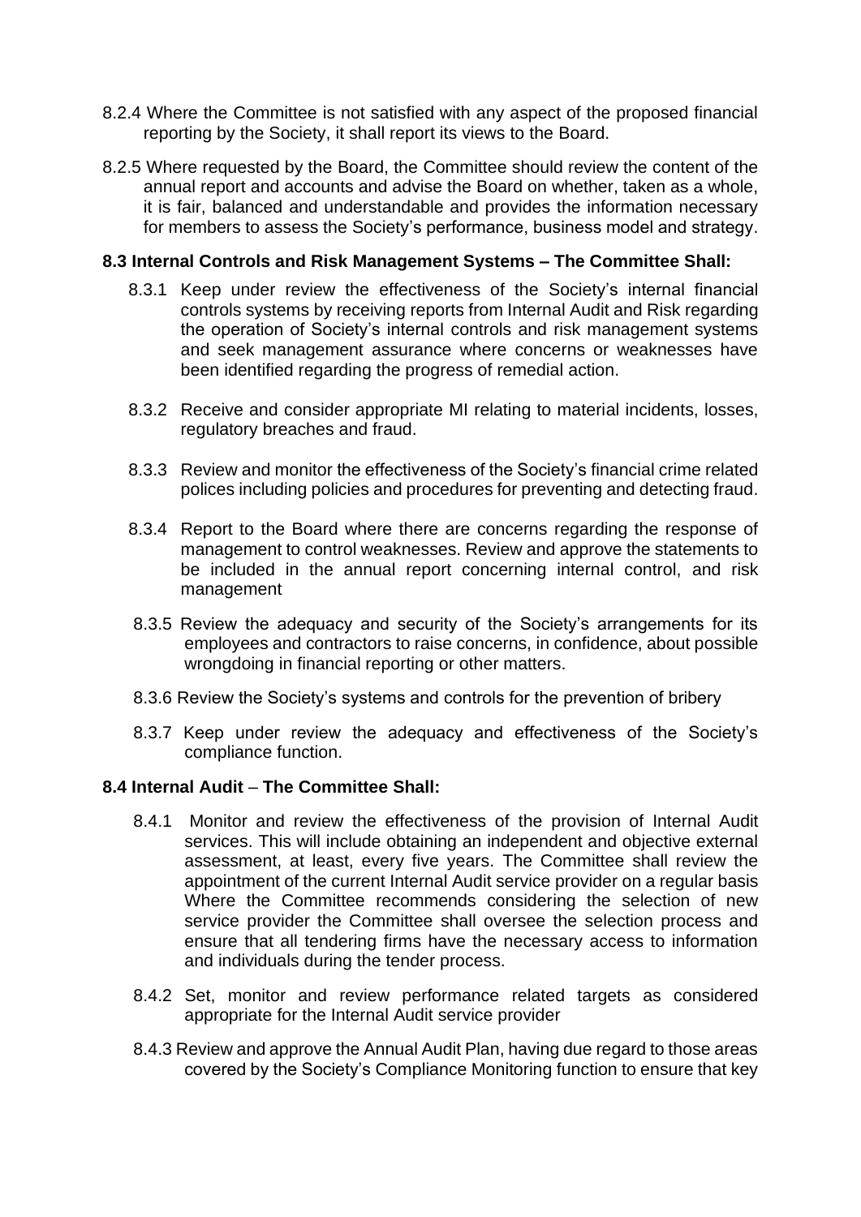8.2.4 Where the Committee is not satisfied with any aspect of the proposed financial reporting by the Society, it shall report its views to the Board.

8.2.5 Where requested by the Board, the Committee should review the content of the annual report and accounts and advise the Board on whether, taken as a whole, it is fair, balanced and understandable and provides the information necessary for members to assess the Society's performance, business model and strategy.

**8.3 Internal Controls and Risk Management Systems – The Committee Shall:**

8.3.1 Keep under review the effectiveness of the Society's internal financial controls systems by receiving reports from Internal Audit and Risk regarding the operation of Society's internal controls and risk management systems and seek management assurance where concerns or weaknesses have been identified regarding the progress of remedial action.

8.3.2 Receive and consider appropriate MI relating to material incidents, losses, regulatory breaches and fraud.

8.3.3 Review and monitor the effectiveness of the Society's financial crime related polices including policies and procedures for preventing and detecting fraud.

8.3.4 Report to the Board where there are concerns regarding the response of management to control weaknesses. Review and approve the statements to be included in the annual report concerning internal control, and risk management

8.3.5 Review the adequacy and security of the Society's arrangements for its employees and contractors to raise concerns, in confidence, about possible wrongdoing in financial reporting or other matters.

8.3.6 Review the Society's systems and controls for the prevention of bribery

8.3.7 Keep under review the adequacy and effectiveness of the Society's compliance function.

**8.4 Internal Audit – The Committee Shall:**

8.4.1 Monitor and review the effectiveness of the provision of Internal Audit services. This will include obtaining an independent and objective external assessment, at least, every five years. The Committee shall review the appointment of the current Internal Audit service provider on a regular basis Where the Committee recommends considering the selection of new service provider the Committee shall oversee the selection process and ensure that all tendering firms have the necessary access to information and individuals during the tender process.

8.4.2 Set, monitor and review performance related targets as considered appropriate for the Internal Audit service provider

8.4.3 Review and approve the Annual Audit Plan, having due regard to those areas covered by the Society's Compliance Monitoring function to ensure that key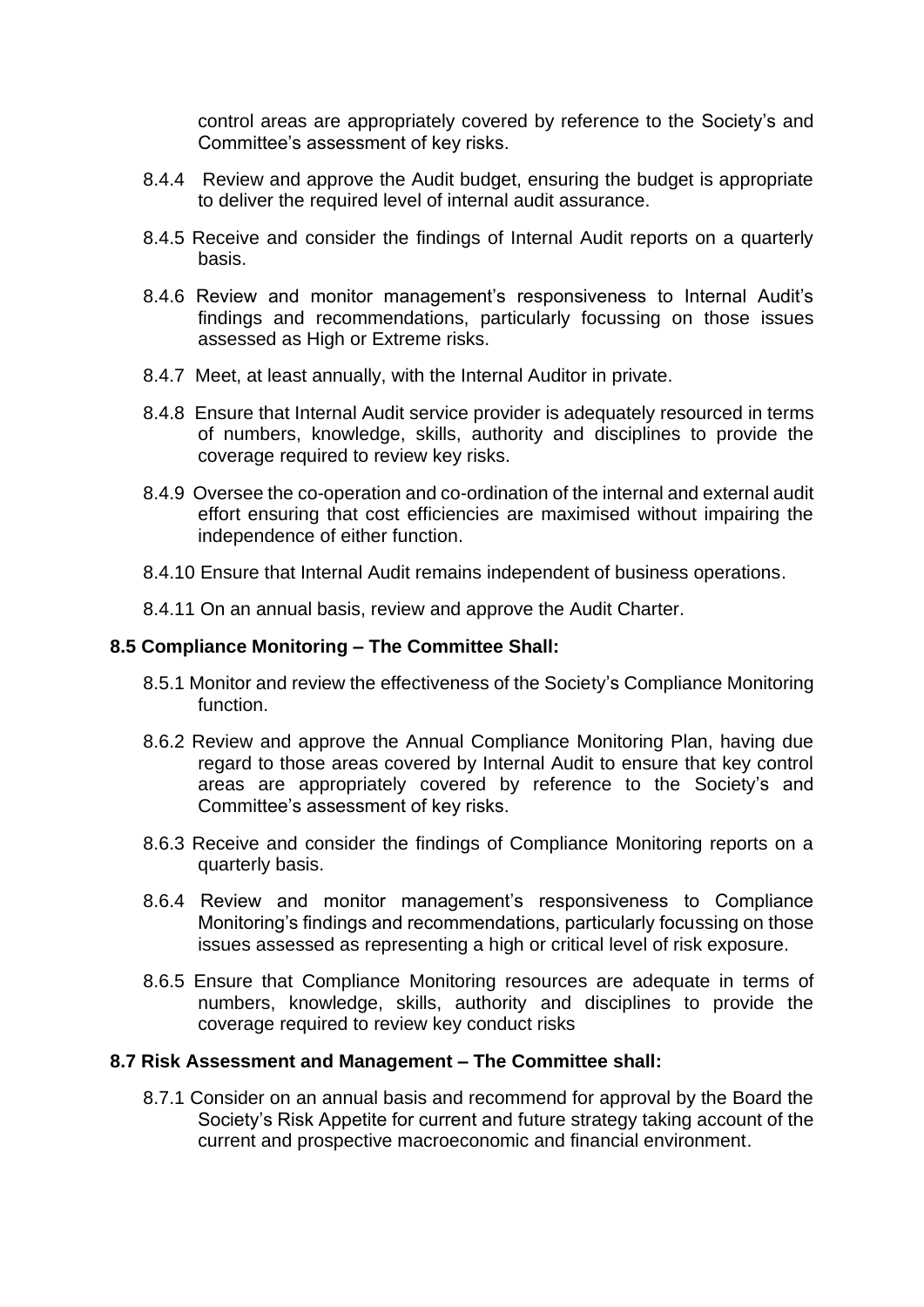control areas are appropriately covered by reference to the Society's and Committee's assessment of key risks.

8.4.4 Review and approve the Audit budget, ensuring the budget is appropriate to deliver the required level of internal audit assurance.

8.4.5 Receive and consider the findings of Internal Audit reports on a quarterly basis.

8.4.6 Review and monitor management's responsiveness to Internal Audit's findings and recommendations, particularly focussing on those issues assessed as High or Extreme risks.

8.4.7 Meet, at least annually, with the Internal Auditor in private.

8.4.8 Ensure that Internal Audit service provider is adequately resourced in terms of numbers, knowledge, skills, authority and disciplines to provide the coverage required to review key risks.

8.4.9 Oversee the co-operation and co-ordination of the internal and external audit effort ensuring that cost efficiencies are maximised without impairing the independence of either function.

8.4.10 Ensure that Internal Audit remains independent of business operations.

8.4.11 On an annual basis, review and approve the Audit Charter.

**8.5 Compliance Monitoring – The Committee Shall:**

8.5.1 Monitor and review the effectiveness of the Society's Compliance Monitoring function.

8.6.2 Review and approve the Annual Compliance Monitoring Plan, having due regard to those areas covered by Internal Audit to ensure that key control areas are appropriately covered by reference to the Society's and Committee's assessment of key risks.

8.6.3 Receive and consider the findings of Compliance Monitoring reports on a quarterly basis.

8.6.4 Review and monitor management's responsiveness to Compliance Monitoring's findings and recommendations, particularly focussing on those issues assessed as representing a high or critical level of risk exposure.

8.6.5 Ensure that Compliance Monitoring resources are adequate in terms of numbers, knowledge, skills, authority and disciplines to provide the coverage required to review key conduct risks

**8.7 Risk Assessment and Management – The Committee shall:**

8.7.1 Consider on an annual basis and recommend for approval by the Board the Society's Risk Appetite for current and future strategy taking account of the current and prospective macroeconomic and financial environment.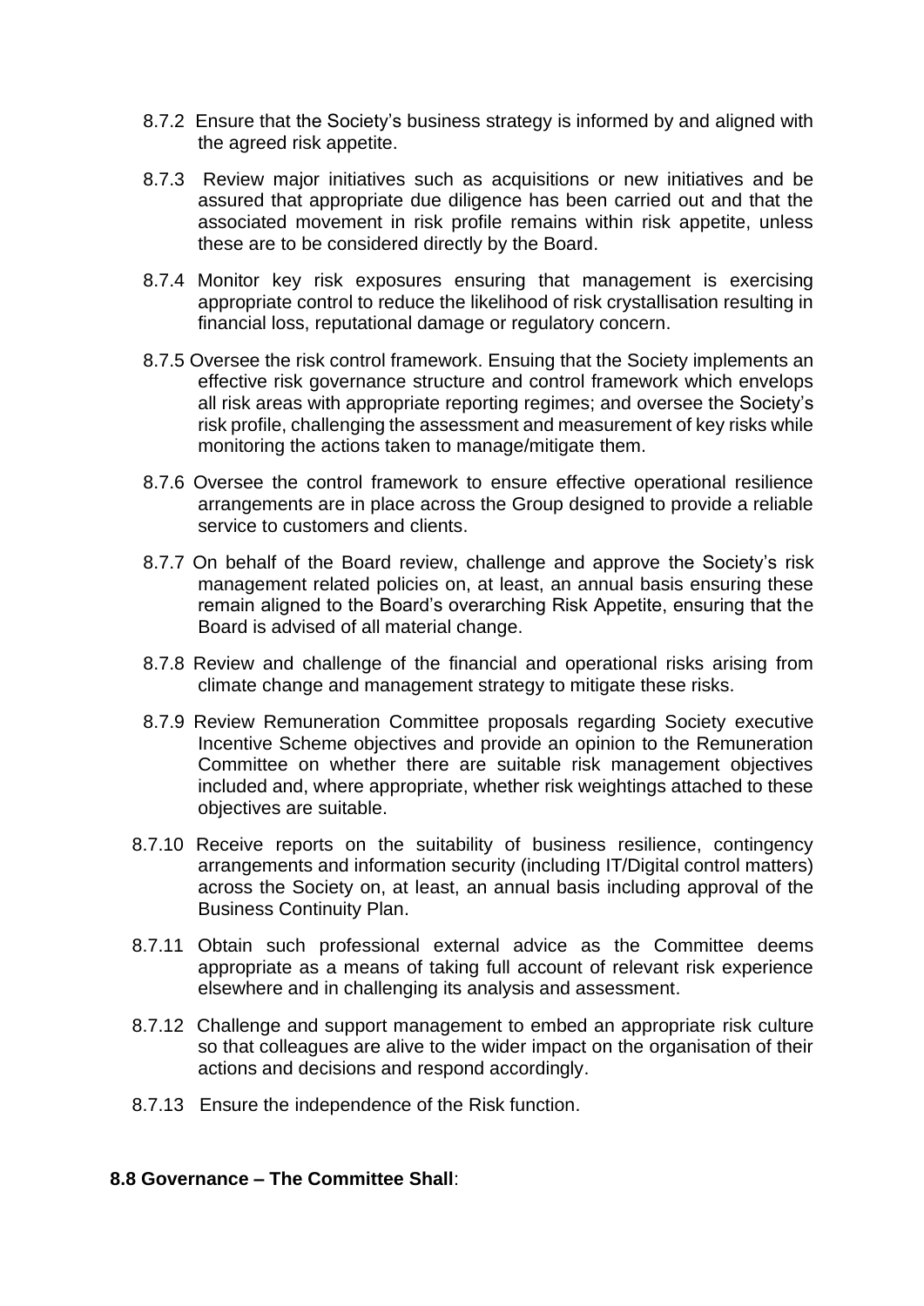8.7.2 Ensure that the Society's business strategy is informed by and aligned with the agreed risk appetite.

8.7.3 Review major initiatives such as acquisitions or new initiatives and be assured that appropriate due diligence has been carried out and that the associated movement in risk profile remains within risk appetite, unless these are to be considered directly by the Board.

8.7.4 Monitor key risk exposures ensuring that management is exercising appropriate control to reduce the likelihood of risk crystallisation resulting in financial loss, reputational damage or regulatory concern.

8.7.5 Oversee the risk control framework. Ensuing that the Society implements an effective risk governance structure and control framework which envelops all risk areas with appropriate reporting regimes; and oversee the Society's risk profile, challenging the assessment and measurement of key risks while monitoring the actions taken to manage/mitigate them.

8.7.6 Oversee the control framework to ensure effective operational resilience arrangements are in place across the Group designed to provide a reliable service to customers and clients.

8.7.7 On behalf of the Board review, challenge and approve the Society's risk management related policies on, at least, an annual basis ensuring these remain aligned to the Board's overarching Risk Appetite, ensuring that the Board is advised of all material change.

8.7.8 Review and challenge of the financial and operational risks arising from climate change and management strategy to mitigate these risks.

8.7.9 Review Remuneration Committee proposals regarding Society executive Incentive Scheme objectives and provide an opinion to the Remuneration Committee on whether there are suitable risk management objectives included and, where appropriate, whether risk weightings attached to these objectives are suitable.

8.7.10 Receive reports on the suitability of business resilience, contingency arrangements and information security (including IT/Digital control matters) across the Society on, at least, an annual basis including approval of the Business Continuity Plan.

8.7.11 Obtain such professional external advice as the Committee deems appropriate as a means of taking full account of relevant risk experience elsewhere and in challenging its analysis and assessment.

8.7.12 Challenge and support management to embed an appropriate risk culture so that colleagues are alive to the wider impact on the organisation of their actions and decisions and respond accordingly.

8.7.13 Ensure the independence of the Risk function.

**8.8 Governance – The Committee Shall**: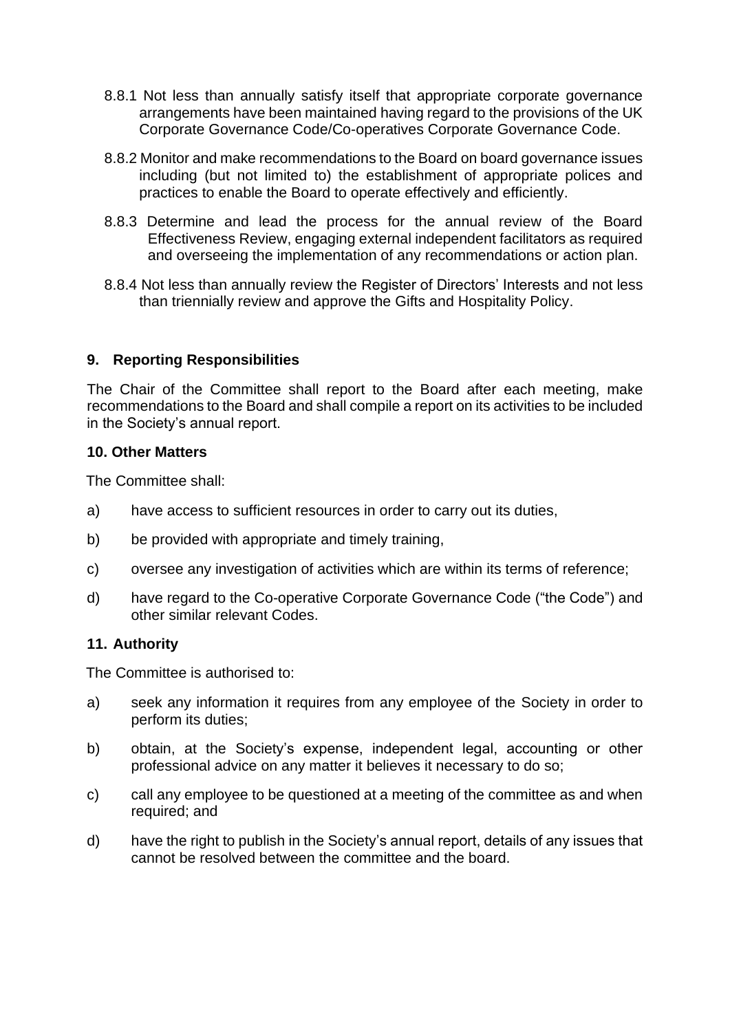8.8.1 Not less than annually satisfy itself that appropriate corporate governance arrangements have been maintained having regard to the provisions of the UK Corporate Governance Code/Co-operatives Corporate Governance Code.

8.8.2 Monitor and make recommendations to the Board on board governance issues including (but not limited to) the establishment of appropriate polices and practices to enable the Board to operate effectively and efficiently.

8.8.3 Determine and lead the process for the annual review of the Board Effectiveness Review, engaging external independent facilitators as required and overseeing the implementation of any recommendations or action plan.

8.8.4 Not less than annually review the Register of Directors' Interests and not less than triennially review and approve the Gifts and Hospitality Policy.

## 9. Reporting Responsibilities

The Chair of the Committee shall report to the Board after each meeting, make recommendations to the Board and shall compile a report on its activities to be included in the Society's annual report.

## 10. Other Matters

The Committee shall:

a) have access to sufficient resources in order to carry out its duties,

b) be provided with appropriate and timely training,

c) oversee any investigation of activities which are within its terms of reference;

d) have regard to the Co-operative Corporate Governance Code ("the Code") and other similar relevant Codes.

## 11. Authority

The Committee is authorised to:

a) seek any information it requires from any employee of the Society in order to perform its duties;

b) obtain, at the Society's expense, independent legal, accounting or other professional advice on any matter it believes it necessary to do so;

c) call any employee to be questioned at a meeting of the committee as and when required; and

d) have the right to publish in the Society's annual report, details of any issues that cannot be resolved between the committee and the board.